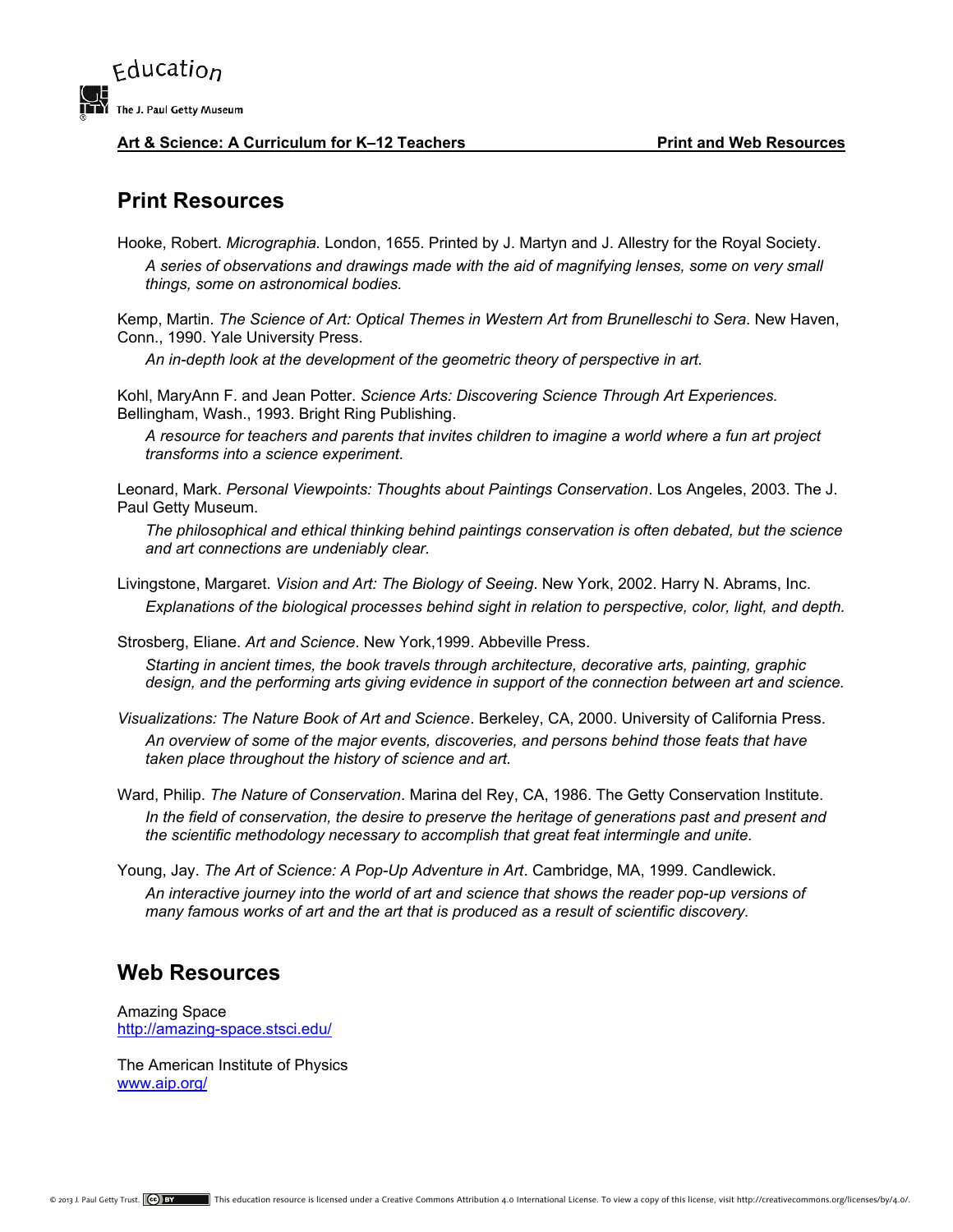## Print Resources

Hooke, Robert. *Micrographia.* London, 1655. Printed by J. Martyn and J. Allestry for the Royal Society.

*A series of observations and drawings made with the aid of magnifying lenses, some on very small things, some on astronomical bodies.*

Kemp, Martin. *The Science of Art: Optical Themes in Western Art from Brunelleschi to Sera*. New Haven, Conn., 1990. Yale University Press.

*An in-depth look at the development of the geometric theory of perspective in art.*

Kohl, MaryAnn F. and Jean Potter. *Science Arts: Discovering Science Through Art Experiences.* Bellingham, Wash., 1993. Bright Ring Publishing.

*A resource for teachers and parents that invites children to imagine a world where a fun art project transforms into a science experiment.*

Leonard, Mark. *Personal Viewpoints: Thoughts about Paintings Conservation*. Los Angeles, 2003. The J. Paul Getty Museum.

*The philosophical and ethical thinking behind paintings conservation is often debated, but the science and art connections are undeniably clear.*

Livingstone, Margaret. *Vision and Art: The Biology of Seeing*. New York, 2002. Harry N. Abrams, Inc.

*Explanations of the biological processes behind sight in relation to perspective, color, light, and depth.*

Strosberg, Eliane. *Art and Science*. New York,1999. Abbeville Press.

*Starting in ancient times, the book travels through architecture, decorative arts, painting, graphic design, and the performing arts giving evidence in support of the connection between art and science.*

*Visualizations: The Nature Book of Art and Science*. Berkeley, CA, 2000. University of California Press.

*An overview of some of the major events, discoveries, and persons behind those feats that have taken place throughout the history of science and art.*

Ward, Philip. *The Nature of Conservation*. Marina del Rey, CA, 1986. The Getty Conservation Institute.

*In the field of conservation, the desire to preserve the heritage of generations past and present and the scientific methodology necessary to accomplish that great feat intermingle and unite.*

Young, Jay. *The Art of Science: A Pop-Up Adventure in Art*. Cambridge, MA, 1999. Candlewick.

*An interactive journey into the world of art and science that shows the reader pop-up versions of many famous works of art and the art that is produced as a result of scientific discovery.*

## Web Resources

Amazing Space
http://amazing-space.stsci.edu/

The American Institute of Physics
www.aip.org/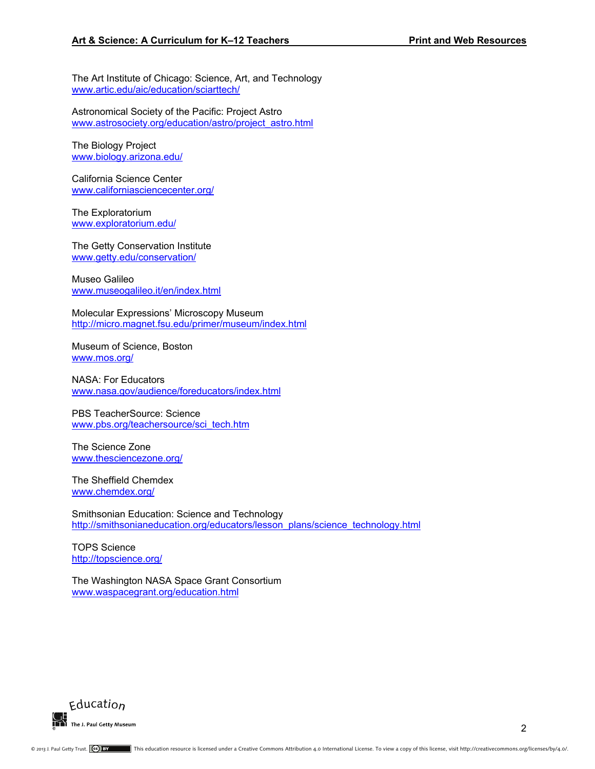The Art Institute of Chicago: Science, Art, and Technology
www.artic.edu/aic/education/sciarttech/

Astronomical Society of the Pacific: Project Astro
www.astrosociety.org/education/astro/project_astro.html

The Biology Project
www.biology.arizona.edu/

California Science Center
www.californiasciencecenter.org/

The Exploratorium
www.exploratorium.edu/

The Getty Conservation Institute
www.getty.edu/conservation/

Museo Galileo
www.museogalileo.it/en/index.html

Molecular Expressions' Microscopy Museum
http://micro.magnet.fsu.edu/primer/museum/index.html

Museum of Science, Boston
www.mos.org/

NASA: For Educators
www.nasa.gov/audience/foreducators/index.html

PBS TeacherSource: Science
www.pbs.org/teachersource/sci_tech.htm

The Science Zone
www.thesciencezone.org/

The Sheffield Chemdex
www.chemdex.org/

Smithsonian Education: Science and Technology
http://smithsonianeducation.org/educators/lesson_plans/science_technology.html

TOPS Science
http://topscience.org/

The Washington NASA Space Grant Consortium
www.waspacegrant.org/education.html

© 2013 J. Paul Getty Trust. This education resource is licensed under a Creative Commons Attribution 4.0 International License. To view a copy of this license, visit http://creativecommons.org/licenses/by/4.0/.